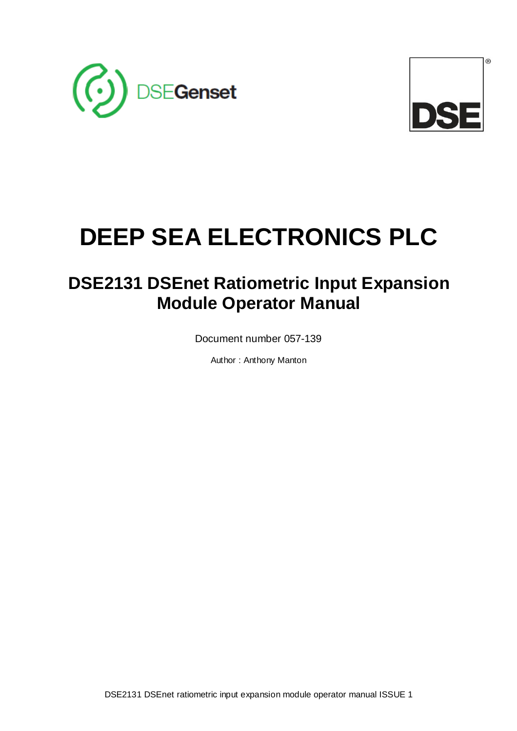# DEEP SEA ELECTRONICS PLC

## DSE2131 DSEnet Ratiometric Input Expansion Module Operator Manual

Document number 057-139

Author : Anthony Manton

DSE2131 DSEnet ratiometric input expansion module operator manual ISSUE 1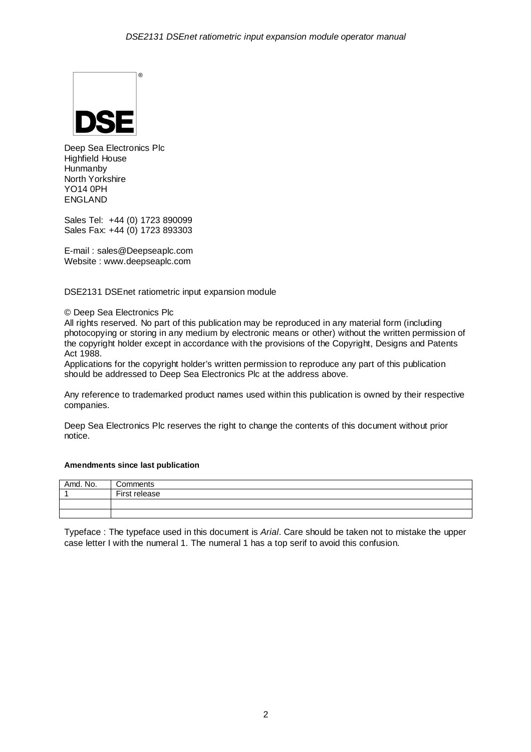DSE

Deep Sea Electronics Plc
Highfield House
Hunmanby
North Yorkshire
YO14 0PH
ENGLAND

Sales Tel: +44 (0) 1723 890099
Sales Fax: +44 (0) 1723 893303

E-mail : sales@Deepseaplc.com
Website : www.deepseaplc.com

DSE2131 DSEnet ratiometric input expansion module

© Deep Sea Electronics Plc
All rights reserved. No part of this publication may be reproduced in any material form (including photocopying or storing in any medium by electronic means or other) without the written permission of the copyright holder except in accordance with the provisions of the Copyright, Designs and Patents Act 1988.
Applications for the copyright holder's written permission to reproduce any part of this publication should be addressed to Deep Sea Electronics Plc at the address above.

Any reference to trademarked product names used within this publication is owned by their respective companies.

Deep Sea Electronics Plc reserves the right to change the contents of this document without prior notice.

**Amendments since last publication**

| Amd. No. | Comments |
|---|---|
| 1 | First release |
| | |
| | |

Typeface : The typeface used in this document is *Arial*. Care should be taken not to mistake the upper case letter I with the numeral 1. The numeral 1 has a top serif to avoid this confusion.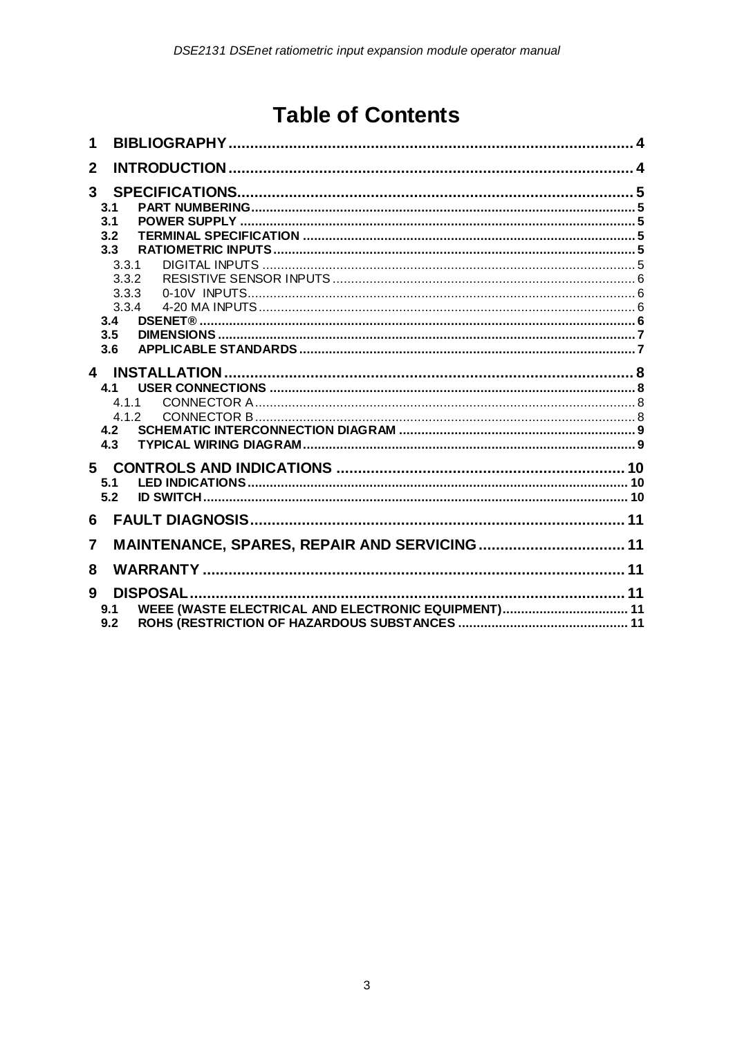# Table of Contents

1 BIBLIOGRAPHY ... 4
2 INTRODUCTION ... 4
3 SPECIFICATIONS ... 5
- 3.1 PART NUMBERING ... 5
- 3.1 POWER SUPPLY ... 5
- 3.2 TERMINAL SPECIFICATION ... 5
- 3.3 RATIOMETRIC INPUTS ... 5
  - 3.3.1 DIGITAL INPUTS ... 5
  - 3.3.2 RESISTIVE SENSOR INPUTS ... 6
  - 3.3.3 0-10V INPUTS ... 6
  - 3.3.4 4-20 MA INPUTS ... 6
- 3.4 DSENET® ... 6
- 3.5 DIMENSIONS ... 7
- 3.6 APPLICABLE STANDARDS ... 7

4 INSTALLATION ... 8
- 4.1 USER CONNECTIONS ... 8
  - 4.1.1 CONNECTOR A ... 8
  - 4.1.2 CONNECTOR B ... 8
- 4.2 SCHEMATIC INTERCONNECTION DIAGRAM ... 9
- 4.3 TYPICAL WIRING DIAGRAM ... 9

5 CONTROLS AND INDICATIONS ... 10
- 5.1 LED INDICATIONS ... 10
- 5.2 ID SWITCH ... 10

6 FAULT DIAGNOSIS ... 11
7 MAINTENANCE, SPARES, REPAIR AND SERVICING ... 11
8 WARRANTY ... 11
9 DISPOSAL ... 11
- 9.1 WEEE (WASTE ELECTRICAL AND ELECTRONIC EQUIPMENT) ... 11
- 9.2 ROHS (RESTRICTION OF HAZARDOUS SUBSTANCES ... 11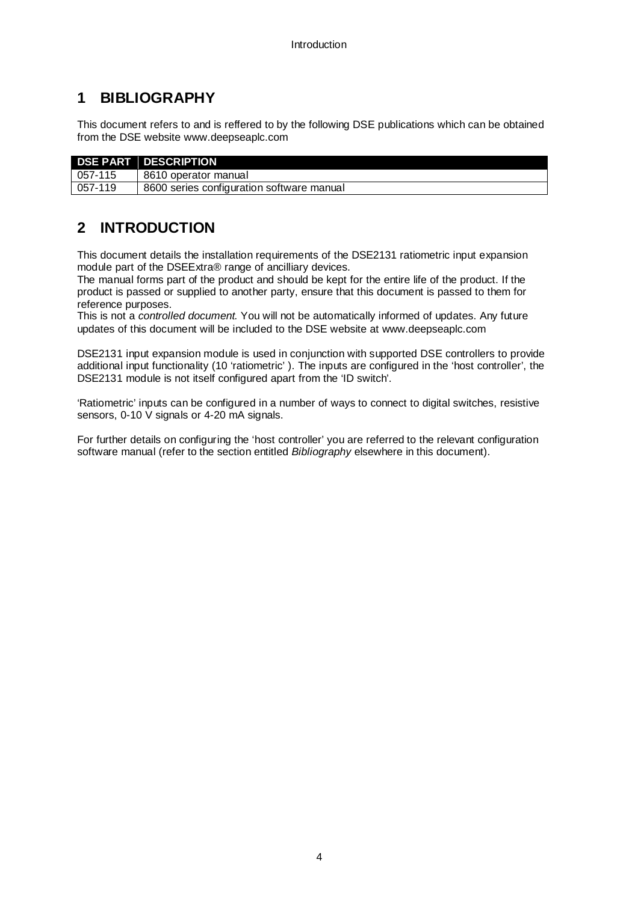# 1 BIBLIOGRAPHY

This document refers to and is reffered to by the following DSE publications which can be obtained from the DSE website www.deepseaplc.com

| DSE PART | DESCRIPTION |
| --- | --- |
| 057-115 | 8610 operator manual |
| 057-119 | 8600 series configuration software manual |

# 2 INTRODUCTION

This document details the installation requirements of the DSE2131 ratiometric input expansion module part of the DSEExtra® range of ancilliary devices.
The manual forms part of the product and should be kept for the entire life of the product. If the product is passed or supplied to another party, ensure that this document is passed to them for reference purposes.
This is not a *controlled document*. You will not be automatically informed of updates. Any future updates of this document will be included to the DSE website at www.deepseaplc.com

DSE2131 input expansion module is used in conjunction with supported DSE controllers to provide additional input functionality (10 'ratiometric' ). The inputs are configured in the 'host controller', the DSE2131 module is not itself configured apart from the 'ID switch'.

'Ratiometric' inputs can be configured in a number of ways to connect to digital switches, resistive sensors, 0-10 V signals or 4-20 mA signals.

For further details on configuring the 'host controller' you are referred to the relevant configuration software manual (refer to the section entitled *Bibliography* elsewhere in this document).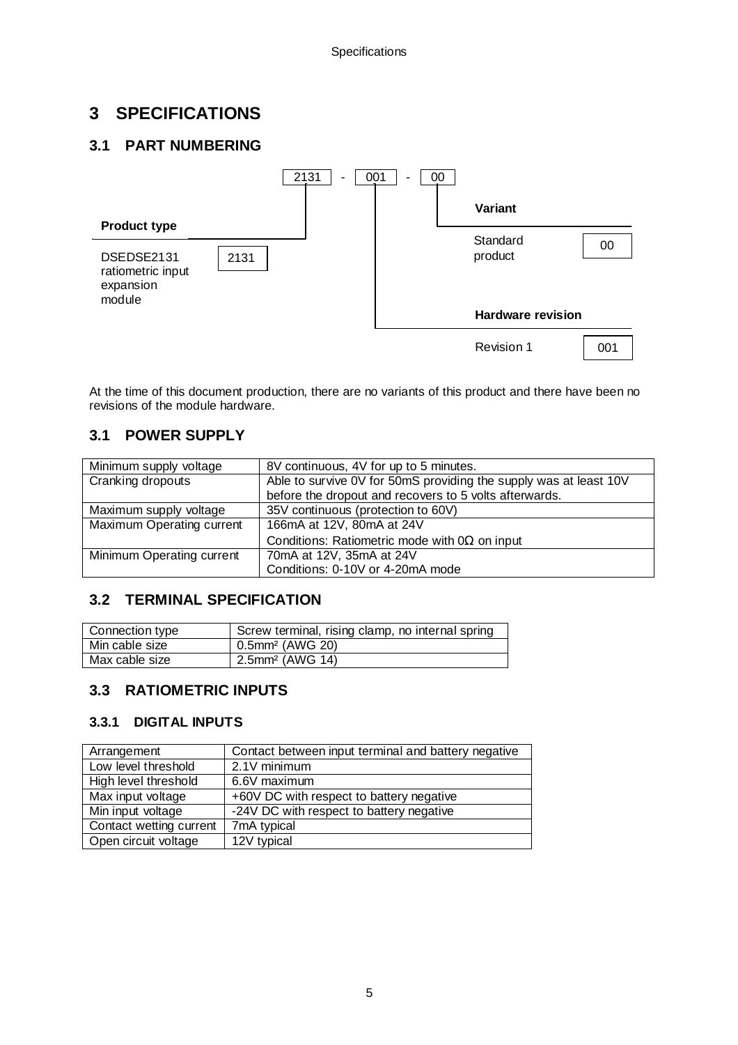# 3 SPECIFICATIONS

## 3.1 PART NUMBERING

2131 - 001 - 00

**Product type**

| DSEDSE2131 ratiometric input expansion module | 2131 |
|---|---|

**Variant**

| Standard product | 00 |
|---|---|

**Hardware revision**

| Revision 1 | 001 |
|---|---|

At the time of this document production, there are no variants of this product and there have been no revisions of the module hardware.

## 3.1 POWER SUPPLY

| | |
|---|---|
| Minimum supply voltage | 8V continuous, 4V for up to 5 minutes. |
| Cranking dropouts | Able to survive 0V for 50mS providing the supply was at least 10V before the dropout and recovers to 5 volts afterwards. |
| Maximum supply voltage | 35V continuous (protection to 60V) |
| Maximum Operating current | 166mA at 12V, 80mA at 24V<br>Conditions: Ratiometric mode with 0Ω on input |
| Minimum Operating current | 70mA at 12V, 35mA at 24V<br>Conditions: 0-10V or 4-20mA mode |

## 3.2 TERMINAL SPECIFICATION

| | |
|---|---|
| Connection type | Screw terminal, rising clamp, no internal spring |
| Min cable size | 0.5mm² (AWG 20) |
| Max cable size | 2.5mm² (AWG 14) |

## 3.3 RATIOMETRIC INPUTS

### 3.3.1 DIGITAL INPUTS

| | |
|---|---|
| Arrangement | Contact between input terminal and battery negative |
| Low level threshold | 2.1V minimum |
| High level threshold | 6.6V maximum |
| Max input voltage | +60V DC with respect to battery negative |
| Min input voltage | -24V DC with respect to battery negative |
| Contact wetting current | 7mA typical |
| Open circuit voltage | 12V typical |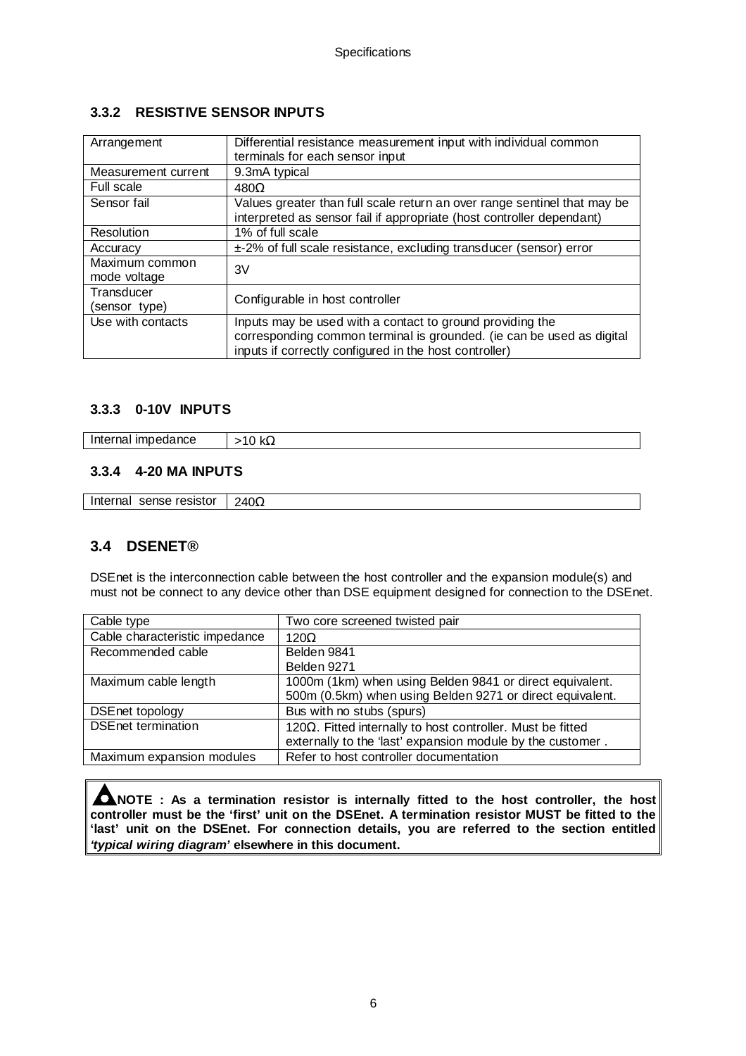### 3.3.2 RESISTIVE SENSOR INPUTS

| Arrangement | Differential resistance measurement input with individual common terminals for each sensor input |
|---|---|
| Measurement current | 9.3mA typical |
| Full scale | 480Ω |
| Sensor fail | Values greater than full scale return an over range sentinel that may be interpreted as sensor fail if appropriate (host controller dependant) |
| Resolution | 1% of full scale |
| Accuracy | ±-2% of full scale resistance, excluding transducer (sensor) error |
| Maximum common mode voltage | 3V |
| Transducer (sensor type) | Configurable in host controller |
| Use with contacts | Inputs may be used with a contact to ground providing the corresponding common terminal is grounded. (ie can be used as digital inputs if correctly configured in the host controller) |

### 3.3.3 0-10V INPUTS

| Internal impedance | >10 kΩ |
|---|---|

### 3.3.4 4-20 MA INPUTS

| Internal sense resistor | 240Ω |
|---|---|

## 3.4 DSENET®

DSEnet is the interconnection cable between the host controller and the expansion module(s) and must not be connect to any device other than DSE equipment designed for connection to the DSEnet.

| Cable type | Two core screened twisted pair |
|---|---|
| Cable characteristic impedance | 120Ω |
| Recommended cable | Belden 9841<br>Belden 9271 |
| Maximum cable length | 1000m (1km) when using Belden 9841 or direct equivalent.<br>500m (0.5km) when using Belden 9271 or direct equivalent. |
| DSEnet topology | Bus with no stubs (spurs) |
| DSEnet termination | 120Ω. Fitted internally to host controller. Must be fitted externally to the 'last' expansion module by the customer . |
| Maximum expansion modules | Refer to host controller documentation |

**NOTE : As a termination resistor is internally fitted to the host controller, the host controller must be the 'first' unit on the DSEnet. A termination resistor MUST be fitted to the 'last' unit on the DSEnet. For connection details, you are referred to the section entitled *'typical wiring diagram'* elsewhere in this document.**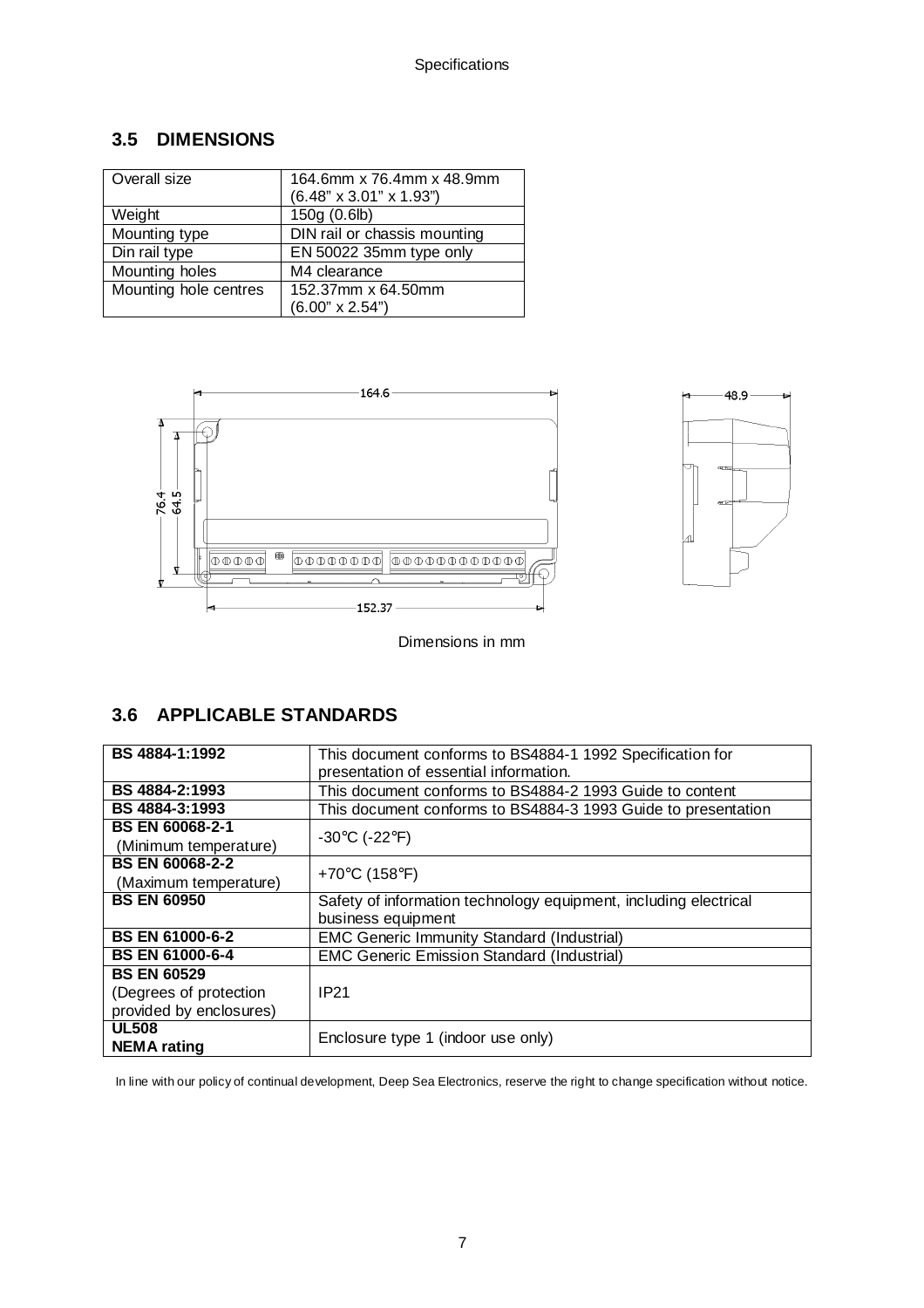## 3.5 DIMENSIONS

| Overall size | 164.6mm x 76.4mm x 48.9mm (6.48" x 3.01" x 1.93") |
|---|---|
| Weight | 150g (0.6lb) |
| Mounting type | DIN rail or chassis mounting |
| Din rail type | EN 50022 35mm type only |
| Mounting holes | M4 clearance |
| Mounting hole centres | 152.37mm x 64.50mm (6.00" x 2.54") |

Dimensions in mm

## 3.6 APPLICABLE STANDARDS

| **BS 4884-1:1992** | This document conforms to BS4884-1 1992 Specification for presentation of essential information. |
|---|---|
| **BS 4884-2:1993** | This document conforms to BS4884-2 1993 Guide to content |
| **BS 4884-3:1993** | This document conforms to BS4884-3 1993 Guide to presentation |
| **BS EN 60068-2-1** (Minimum temperature) | -30°C (-22°F) |
| **BS EN 60068-2-2** (Maximum temperature) | +70°C (158°F) |
| **BS EN 60950** | Safety of information technology equipment, including electrical business equipment |
| **BS EN 61000-6-2** | EMC Generic Immunity Standard (Industrial) |
| **BS EN 61000-6-4** | EMC Generic Emission Standard (Industrial) |
| **BS EN 60529** (Degrees of protection provided by enclosures) | IP21 |
| **UL508** **NEMA rating** | Enclosure type 1 (indoor use only) |

In line with our policy of continual development, Deep Sea Electronics, reserve the right to change specification without notice.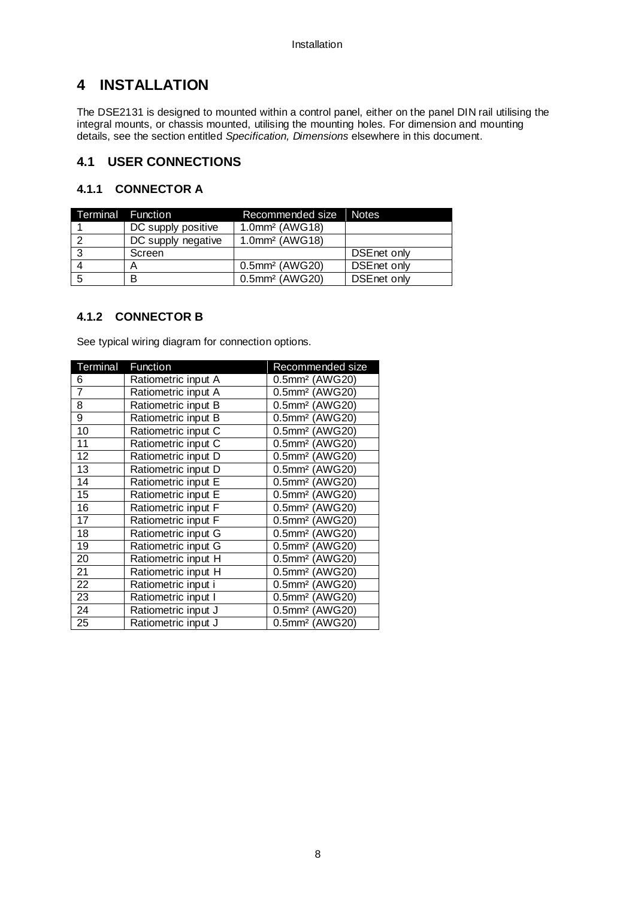# 4 INSTALLATION

The DSE2131 is designed to mounted within a control panel, either on the panel DIN rail utilising the integral mounts, or chassis mounted, utilising the mounting holes. For dimension and mounting details, see the section entitled *Specification, Dimensions* elsewhere in this document.

## 4.1 USER CONNECTIONS

### 4.1.1 CONNECTOR A

| Terminal | Function | Recommended size | Notes |
|---|---|---|---|
| 1 | DC supply positive | 1.0mm² (AWG18) | |
| 2 | DC supply negative | 1.0mm² (AWG18) | |
| 3 | Screen | | DSEnet only |
| 4 | A | 0.5mm² (AWG20) | DSEnet only |
| 5 | B | 0.5mm² (AWG20) | DSEnet only |

### 4.1.2 CONNECTOR B

See typical wiring diagram for connection options.

| Terminal | Function | Recommended size |
|---|---|---|
| 6 | Ratiometric input A | 0.5mm² (AWG20) |
| 7 | Ratiometric input A | 0.5mm² (AWG20) |
| 8 | Ratiometric input B | 0.5mm² (AWG20) |
| 9 | Ratiometric input B | 0.5mm² (AWG20) |
| 10 | Ratiometric input C | 0.5mm² (AWG20) |
| 11 | Ratiometric input C | 0.5mm² (AWG20) |
| 12 | Ratiometric input D | 0.5mm² (AWG20) |
| 13 | Ratiometric input D | 0.5mm² (AWG20) |
| 14 | Ratiometric input E | 0.5mm² (AWG20) |
| 15 | Ratiometric input E | 0.5mm² (AWG20) |
| 16 | Ratiometric input F | 0.5mm² (AWG20) |
| 17 | Ratiometric input F | 0.5mm² (AWG20) |
| 18 | Ratiometric input G | 0.5mm² (AWG20) |
| 19 | Ratiometric input G | 0.5mm² (AWG20) |
| 20 | Ratiometric input H | 0.5mm² (AWG20) |
| 21 | Ratiometric input H | 0.5mm² (AWG20) |
| 22 | Ratiometric input i | 0.5mm² (AWG20) |
| 23 | Ratiometric input I | 0.5mm² (AWG20) |
| 24 | Ratiometric input J | 0.5mm² (AWG20) |
| 25 | Ratiometric input J | 0.5mm² (AWG20) |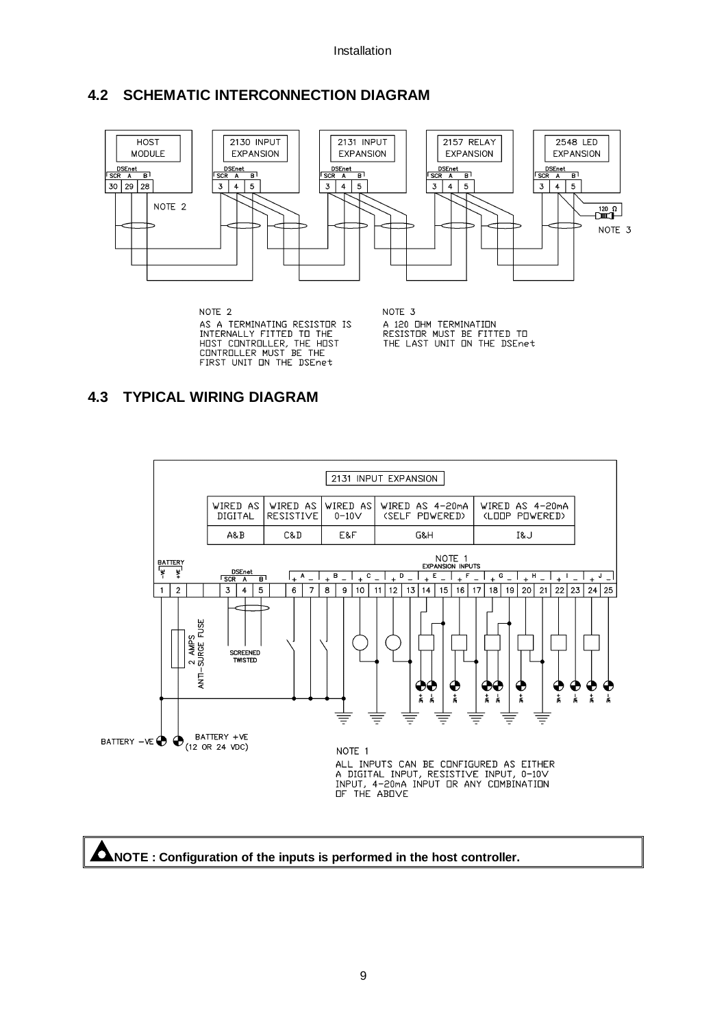## 4.2 SCHEMATIC INTERCONNECTION DIAGRAM

HOST MODULE — DSEnet SCR A B — 30 29 28

2130 INPUT EXPANSION — DSEnet SCR A B — 3 4 5

2131 INPUT EXPANSION — DSEnet SCR A B — 3 4 5

2157 RELAY EXPANSION — DSEnet SCR A B — 3 4 5

2548 LED EXPANSION — DSEnet SCR A B — 3 4 5

NOTE 2

120 Ω

NOTE 3

NOTE 2
AS A TERMINATING RESISTOR IS INTERNALLY FITTED TO THE HOST CONTROLLER, THE HOST CONTROLLER MUST BE THE FIRST UNIT ON THE DSEnet

NOTE 3
A 120 OHM TERMINATION RESISTOR MUST BE FITTED TO THE LAST UNIT ON THE DSEnet

## 4.3 TYPICAL WIRING DIAGRAM

2131 INPUT EXPANSION

| WIRED AS DIGITAL | WIRED AS RESISTIVE | WIRED AS 0-10V | WIRED AS 4-20mA (SELF POWERED) | WIRED AS 4-20mA (LOOP POWERED) |
|---|---|---|---|---|
| A&B | C&D | E&F | G&H | I&J |

NOTE 1
EXPANSION INPUTS

BATTERY -VE +VE — 1 2

DSEnet SCR A B — 3 4 5

+ A − + B − + C − + D − + E − + F − + G − + H − + I − + J −

6 7 8 9 10 11 12 13 14 15 16 17 18 19 20 21 22 23 24 25

2 AMPS ANTI-SURGE FUSE

SCREENED TWISTED

BATTERY −VE

BATTERY +VE (12 OR 24 VDC)

NOTE 1
ALL INPUTS CAN BE CONFIGURED AS EITHER A DIGITAL INPUT, RESISTIVE INPUT, 0-10V INPUT, 4-20mA INPUT OR ANY COMBINATION OF THE ABOVE

**NOTE : Configuration of the inputs is performed in the host controller.**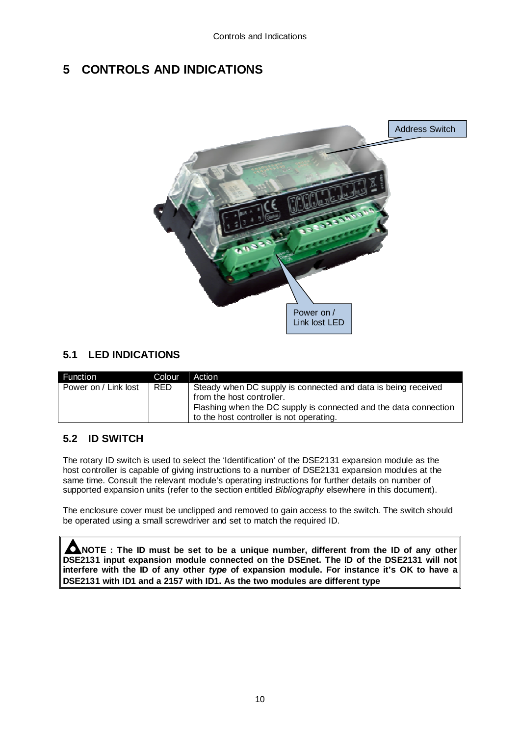# 5 CONTROLS AND INDICATIONS

Address Switch

Power on / Link lost LED

## 5.1 LED INDICATIONS

| Function | Colour | Action |
|---|---|---|
| Power on / Link lost | RED | Steady when DC supply is connected and data is being received from the host controller. Flashing when the DC supply is connected and the data connection to the host controller is not operating. |

## 5.2 ID SWITCH

The rotary ID switch is used to select the 'Identification' of the DSE2131 expansion module as the host controller is capable of giving instructions to a number of DSE2131 expansion modules at the same time. Consult the relevant module's operating instructions for further details on number of supported expansion units (refer to the section entitled *Bibliography* elsewhere in this document).

The enclosure cover must be unclipped and removed to gain access to the switch. The switch should be operated using a small screwdriver and set to match the required ID.

**NOTE : The ID must be set to be a unique number, different from the ID of any other DSE2131 input expansion module connected on the DSEnet. The ID of the DSE2131 will not interfere with the ID of any other *type* of expansion module. For instance it's OK to have a DSE2131 with ID1 and a 2157 with ID1. As the two modules are different type**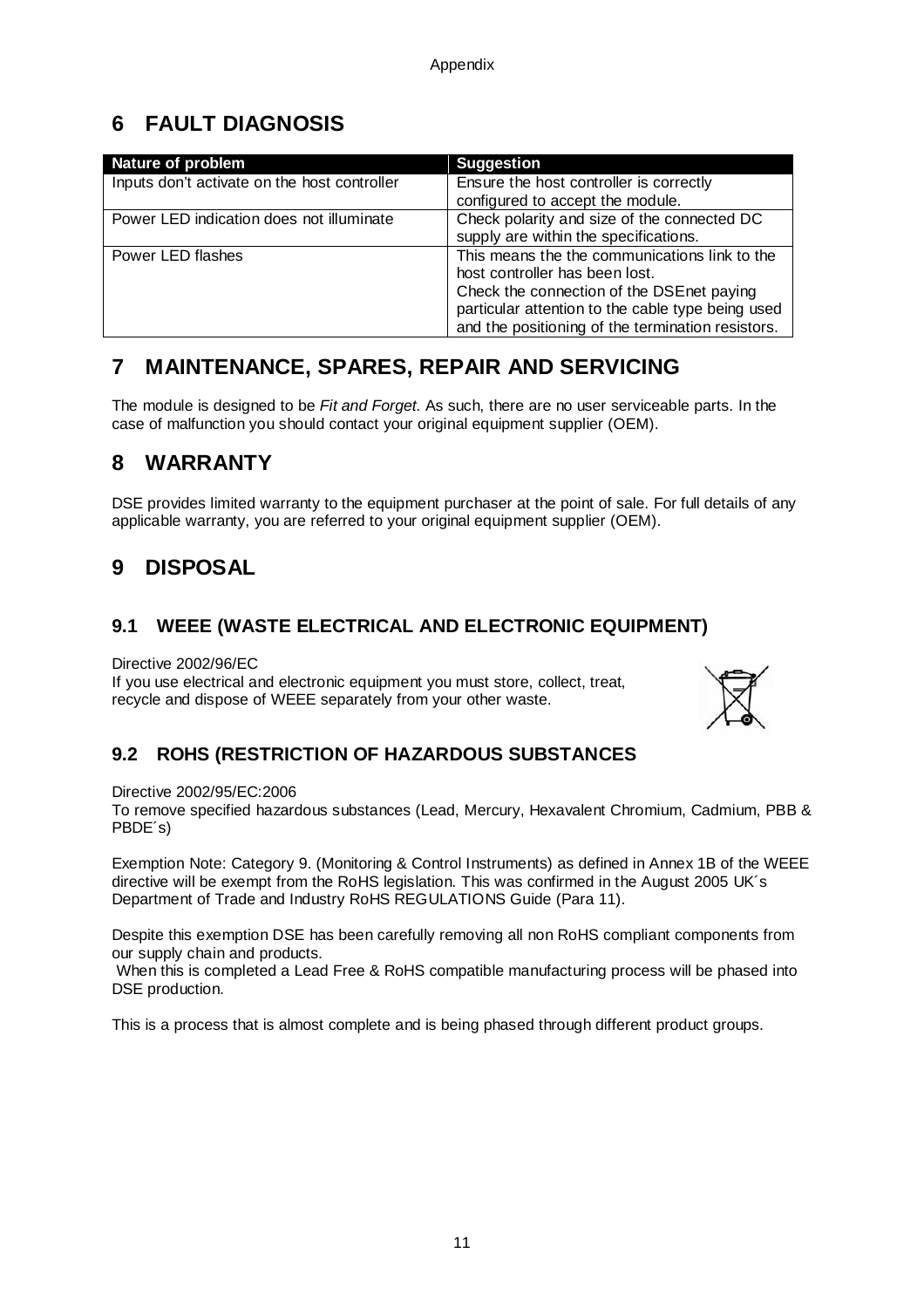# 6 FAULT DIAGNOSIS

| Nature of problem | Suggestion |
|---|---|
| Inputs don't activate on the host controller | Ensure the host controller is correctly configured to accept the module. |
| Power LED indication does not illuminate | Check polarity and size of the connected DC supply are within the specifications. |
| Power LED flashes | This means the the communications link to the host controller has been lost. Check the connection of the DSEnet paying particular attention to the cable type being used and the positioning of the termination resistors. |

# 7 MAINTENANCE, SPARES, REPAIR AND SERVICING

The module is designed to be *Fit and Forget*. As such, there are no user serviceable parts. In the case of malfunction you should contact your original equipment supplier (OEM).

# 8 WARRANTY

DSE provides limited warranty to the equipment purchaser at the point of sale. For full details of any applicable warranty, you are referred to your original equipment supplier (OEM).

# 9 DISPOSAL

## 9.1 WEEE (WASTE ELECTRICAL AND ELECTRONIC EQUIPMENT)

Directive 2002/96/EC
If you use electrical and electronic equipment you must store, collect, treat, recycle and dispose of WEEE separately from your other waste.

## 9.2 ROHS (RESTRICTION OF HAZARDOUS SUBSTANCES

Directive 2002/95/EC:2006
To remove specified hazardous substances (Lead, Mercury, Hexavalent Chromium, Cadmium, PBB & PBDE´s)

Exemption Note: Category 9. (Monitoring & Control Instruments) as defined in Annex 1B of the WEEE directive will be exempt from the RoHS legislation. This was confirmed in the August 2005 UK´s Department of Trade and Industry RoHS REGULATIONS Guide (Para 11).

Despite this exemption DSE has been carefully removing all non RoHS compliant components from our supply chain and products.
When this is completed a Lead Free & RoHS compatible manufacturing process will be phased into DSE production.

This is a process that is almost complete and is being phased through different product groups.